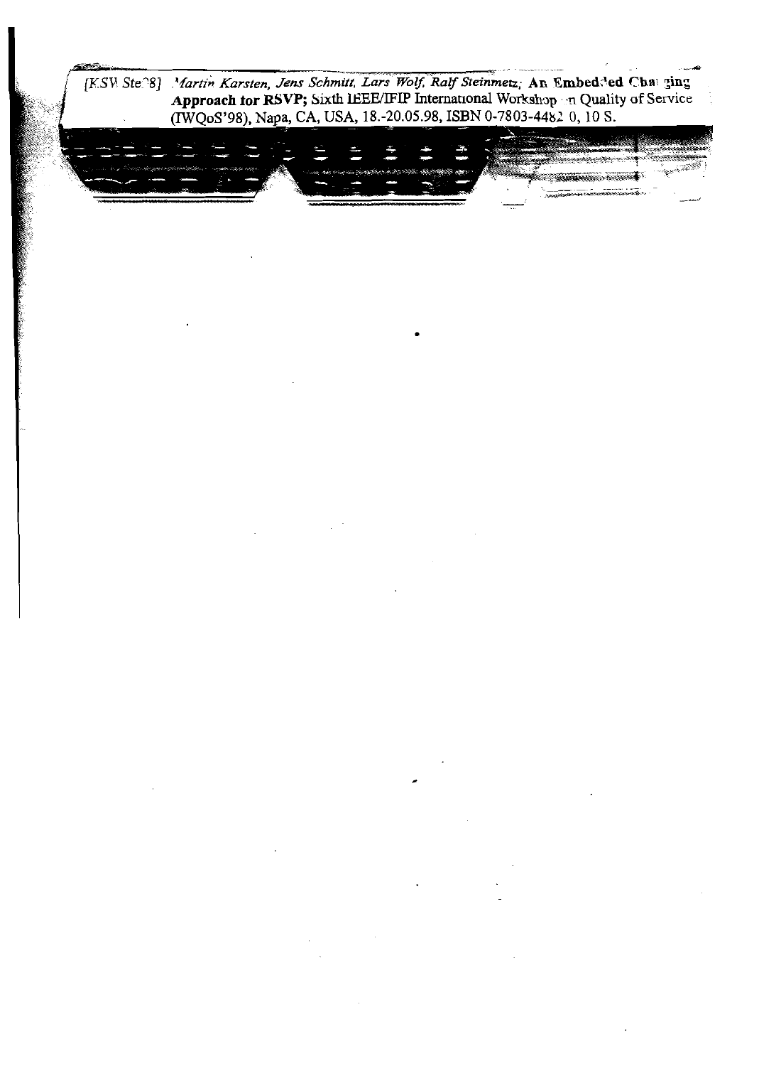[KSWSte98] *Martin Karsten, Jens Schmitt, Lars Wolf, Ralf Steinmetz*; **An Embedded Charging Approach for RSVP**; Sixth IEEE/IFIP International Workshop on Quality of Service (IWQoS'98), Napa, CA, USA, 18.-20.05.98, ISBN 0-7803-4482 0, 10 S.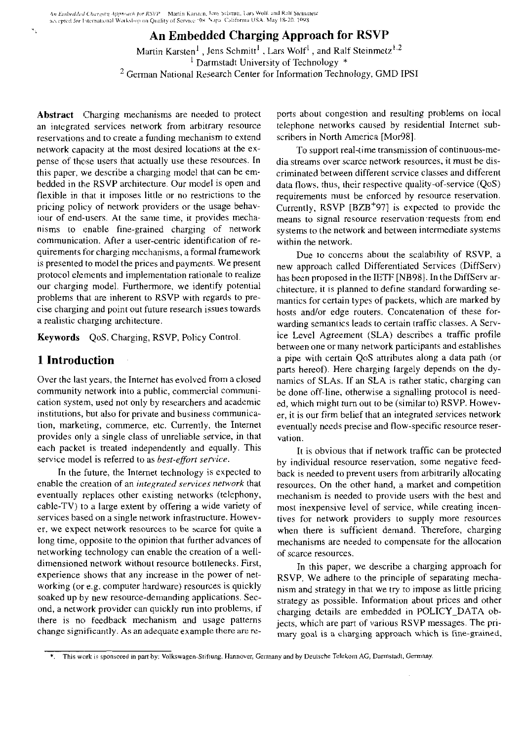# An Embedded Charging Approach for RSVP

Martin Karsten[1], Jens Schmitt[1], Lars Wolf[1], and Ralf Steinmetz[1,2]

[1] Darmstadt University of Technology *

[2] German National Research Center for Information Technology, GMD IPSI

**Abstract** Charging mechanisms are needed to protect an integrated services network from arbitrary resource reservations and to create a funding mechanism to extend network capacity at the most desired locations at the expense of those users that actually use these resources. In this paper, we describe a charging model that can be embedded in the RSVP architecture. Our model is open and flexible in that it imposes little or no restrictions to the pricing policy of network providers or the usage behaviour of end-users. At the same time, it provides mechanisms to enable fine-grained charging of network communication. After a user-centric identification of requirements for charging mechanisms, a formal framework is presented to model the prices and payments. We present protocol elements and implementation rationale to realize our charging model. Furthermore, we identify potential problems that are inherent to RSVP with regards to precise charging and point out future research issues towards a realistic charging architecture.

**Keywords** QoS, Charging, RSVP, Policy Control.

## 1 Introduction

Over the last years, the Internet has evolved from a closed community network into a public, commercial communication system, used not only by researchers and academic institutions, but also for private and business communication, marketing, commerce, etc. Currently, the Internet provides only a single class of unreliable service, in that each packet is treated independently and equally. This service model is referred to as *best-effort service*.

In the future, the Internet technology is expected to enable the creation of an *integrated services network* that eventually replaces other existing networks (telephony, cable-TV) to a large extent by offering a wide variety of services based on a single network infrastructure. However, we expect network resources to be scarce for quite a long time, opposite to the opinion that further advances of networking technology can enable the creation of a well-dimensioned network without resource bottlenecks. First, experience shows that any increase in the power of networking (or e.g. computer hardware) resources is quickly soaked up by new resource-demanding applications. Second, a network provider can quickly run into problems, if there is no feedback mechanism and usage patterns change significantly. As an adequate example there are reports about congestion and resulting problems on local telephone networks caused by residential Internet subscribers in North America [Mor98].

To support real-time transmission of continuous-media streams over scarce network resources, it must be discriminated between different service classes and different data flows, thus, their respective quality-of-service (QoS) requirements must be enforced by resource reservation. Currently, RSVP [BZB+97] is expected to provide the means to signal resource reservation requests from end systems to the network and between intermediate systems within the network.

Due to concerns about the scalability of RSVP, a new approach called Differentiated Services (DiffServ) has been proposed in the IETF [NB98]. In the DiffServ architecture, it is planned to define standard forwarding semantics for certain types of packets, which are marked by hosts and/or edge routers. Concatenation of these forwarding semantics leads to certain traffic classes. A Service Level Agreement (SLA) describes a traffic profile between one or many network participants and establishes a pipe with certain QoS attributes along a data path (or parts hereof). Here charging largely depends on the dynamics of SLAs. If an SLA is rather static, charging can be done off-line, otherwise a signalling protocol is needed, which might turn out to be (similar to) RSVP. However, it is our firm belief that an integrated services network eventually needs precise and flow-specific resource reservation.

It is obvious that if network traffic can be protected by individual resource reservation, some negative feedback is needed to prevent users from arbitrarily allocating resources. On the other hand, a market and competition mechanism is needed to provide users with the best and most inexpensive level of service, while creating incentives for network providers to supply more resources when there is sufficient demand. Therefore, charging mechanisms are needed to compensate for the allocation of scarce resources.

In this paper, we describe a charging approach for RSVP. We adhere to the principle of separating mechanism and strategy in that we try to impose as little pricing strategy as possible. Information about prices and other charging details are embedded in POLICY_DATA objects, which are part of various RSVP messages. The primary goal is a charging approach which is fine-grained,

*. This work is sponsored in part by: Volkswagen-Stiftung, Hannover, Germany and by Deutsche Telekom AG, Darmstadt, Germany.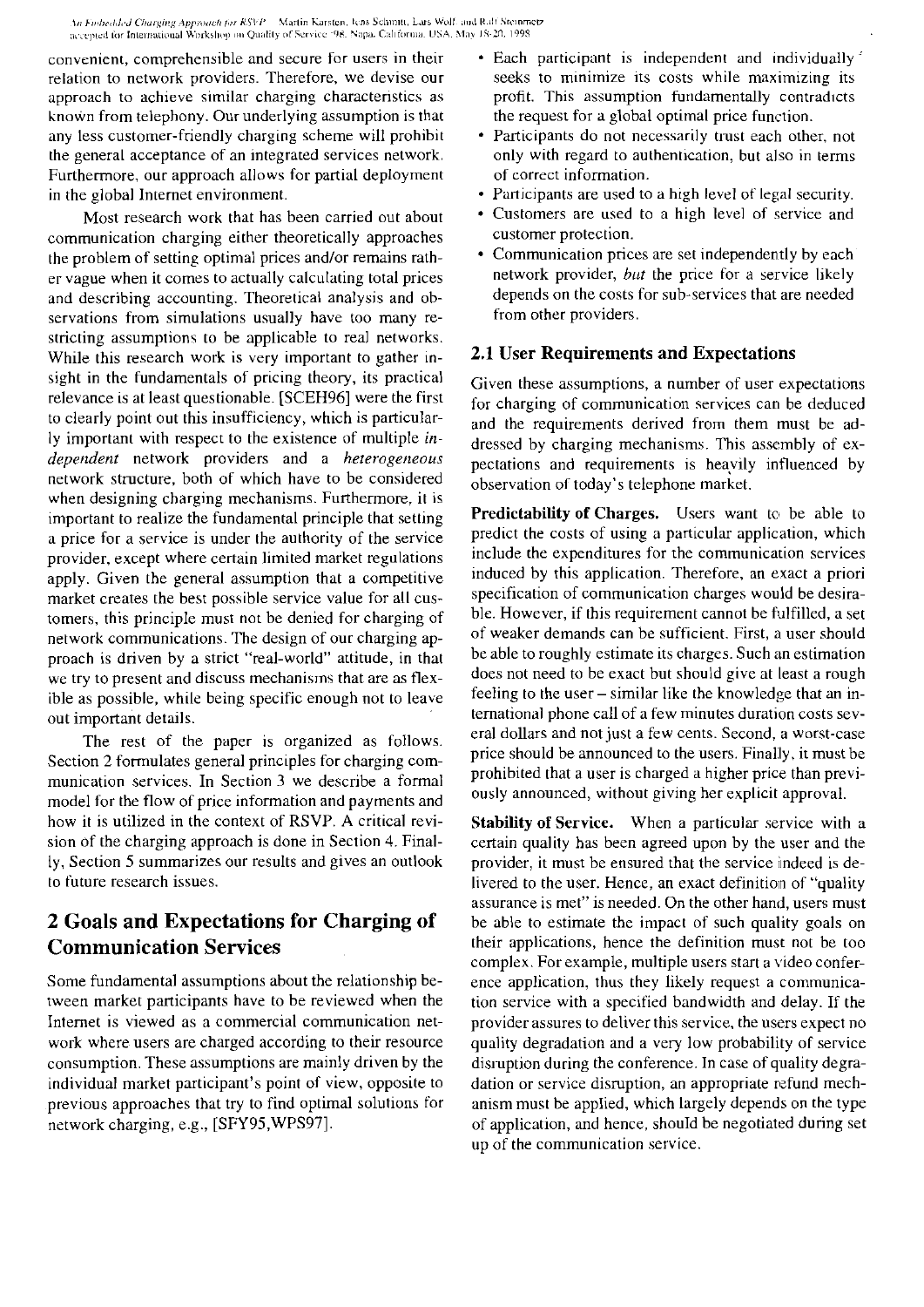convenient, comprehensible and secure for users in their relation to network providers. Therefore, we devise our approach to achieve similar charging characteristics as known from telephony. Our underlying assumption is that any less customer-friendly charging scheme will prohibit the general acceptance of an integrated services network. Furthermore, our approach allows for partial deployment in the global Internet environment.

Most research work that has been carried out about communication charging either theoretically approaches the problem of setting optimal prices and/or remains rather vague when it comes to actually calculating total prices and describing accounting. Theoretical analysis and observations from simulations usually have too many restricting assumptions to be applicable to real networks. While this research work is very important to gather insight in the fundamentals of pricing theory, its practical relevance is at least questionable. [SCEH96] were the first to clearly point out this insufficiency, which is particularly important with respect to the existence of multiple *independent* network providers and a *heterogeneous* network structure, both of which have to be considered when designing charging mechanisms. Furthermore, it is important to realize the fundamental principle that setting a price for a service is under the authority of the service provider, except where certain limited market regulations apply. Given the general assumption that a competitive market creates the best possible service value for all customers, this principle must not be denied for charging of network communications. The design of our charging approach is driven by a strict "real-world" attitude, in that we try to present and discuss mechanisms that are as flexible as possible, while being specific enough not to leave out important details.

The rest of the paper is organized as follows. Section 2 formulates general principles for charging communication services. In Section 3 we describe a formal model for the flow of price information and payments and how it is utilized in the context of RSVP. A critical revision of the charging approach is done in Section 4. Finally, Section 5 summarizes our results and gives an outlook to future research issues.

# 2 Goals and Expectations for Charging of Communication Services

Some fundamental assumptions about the relationship between market participants have to be reviewed when the Internet is viewed as a commercial communication network where users are charged according to their resource consumption. These assumptions are mainly driven by the individual market participant's point of view, opposite to previous approaches that try to find optimal solutions for network charging, e.g., [SFY95,WPS97].

- Each participant is independent and individually seeks to minimize its costs while maximizing its profit. This assumption fundamentally contradicts the request for a global optimal price function.
- Participants do not necessarily trust each other, not only with regard to authentication, but also in terms of correct information.
- Participants are used to a high level of legal security.
- Customers are used to a high level of service and customer protection.
- Communication prices are set independently by each network provider, *but* the price for a service likely depends on the costs for sub-services that are needed from other providers.

## 2.1 User Requirements and Expectations

Given these assumptions, a number of user expectations for charging of communication services can be deduced and the requirements derived from them must be addressed by charging mechanisms. This assembly of expectations and requirements is heavily influenced by observation of today's telephone market.

**Predictability of Charges.** Users want to be able to predict the costs of using a particular application, which include the expenditures for the communication services induced by this application. Therefore, an exact a priori specification of communication charges would be desirable. However, if this requirement cannot be fulfilled, a set of weaker demands can be sufficient. First, a user should be able to roughly estimate its charges. Such an estimation does not need to be exact but should give at least a rough feeling to the user – similar like the knowledge that an international phone call of a few minutes duration costs several dollars and not just a few cents. Second, a worst-case price should be announced to the users. Finally, it must be prohibited that a user is charged a higher price than previously announced, without giving her explicit approval.

**Stability of Service.** When a particular service with a certain quality has been agreed upon by the user and the provider, it must be ensured that the service indeed is delivered to the user. Hence, an exact definition of "quality assurance is met" is needed. On the other hand, users must be able to estimate the impact of such quality goals on their applications, hence the definition must not be too complex. For example, multiple users start a video conference application, thus they likely request a communication service with a specified bandwidth and delay. If the provider assures to deliver this service, the users expect no quality degradation and a very low probability of service disruption during the conference. In case of quality degradation or service disruption, an appropriate refund mechanism must be applied, which largely depends on the type of application, and hence, should be negotiated during set up of the communication service.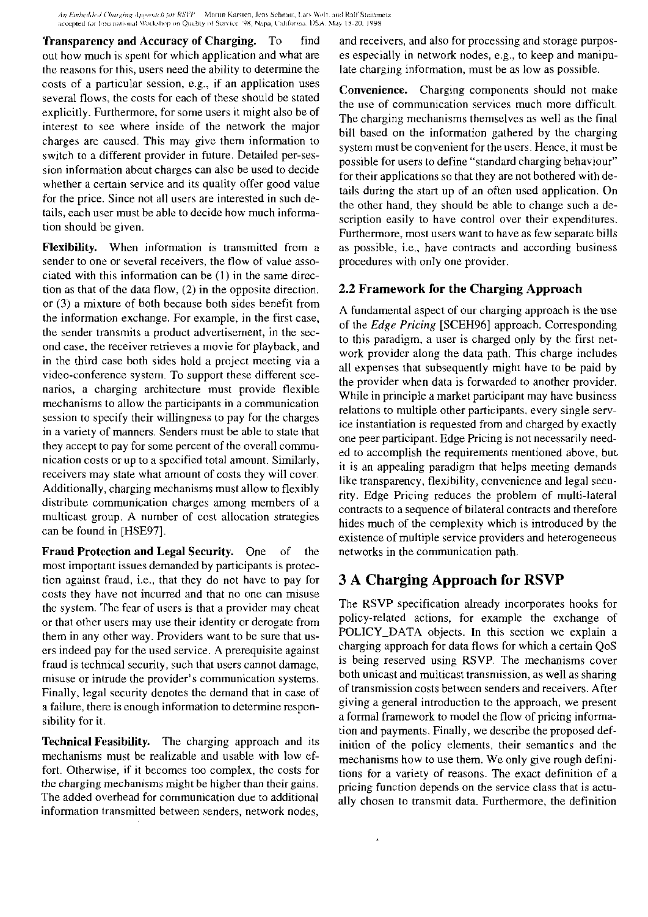**Transparency and Accuracy of Charging.** To find out how much is spent for which application and what are the reasons for this, users need the ability to determine the costs of a particular session, e.g., if an application uses several flows, the costs for each of these should be stated explicitly. Furthermore, for some users it might also be of interest to see where inside of the network the major charges are caused. This may give them information to switch to a different provider in future. Detailed per-session information about charges can also be used to decide whether a certain service and its quality offer good value for the price. Since not all users are interested in such details, each user must be able to decide how much information should be given.

**Flexibility.** When information is transmitted from a sender to one or several receivers, the flow of value associated with this information can be (1) in the same direction as that of the data flow, (2) in the opposite direction, or (3) a mixture of both because both sides benefit from the information exchange. For example, in the first case, the sender transmits a product advertisement, in the second case, the receiver retrieves a movie for playback, and in the third case both sides hold a project meeting via a video-conference system. To support these different scenarios, a charging architecture must provide flexible mechanisms to allow the participants in a communication session to specify their willingness to pay for the charges in a variety of manners. Senders must be able to state that they accept to pay for some percent of the overall communication costs or up to a specified total amount. Similarly, receivers may state what amount of costs they will cover. Additionally, charging mechanisms must allow to flexibly distribute communication charges among members of a multicast group. A number of cost allocation strategies can be found in [HSE97].

**Fraud Protection and Legal Security.** One of the most important issues demanded by participants is protection against fraud, i.e., that they do not have to pay for costs they have not incurred and that no one can misuse the system. The fear of users is that a provider may cheat or that other users may use their identity or derogate from them in any other way. Providers want to be sure that users indeed pay for the used service. A prerequisite against fraud is technical security, such that users cannot damage, misuse or intrude the provider's communication systems. Finally, legal security denotes the demand that in case of a failure, there is enough information to determine responsibility for it.

**Technical Feasibility.** The charging approach and its mechanisms must be realizable and usable with low effort. Otherwise, if it becomes too complex, the costs for the charging mechanisms might be higher than their gains. The added overhead for communication due to additional information transmitted between senders, network nodes, and receivers, and also for processing and storage purposes especially in network nodes, e.g., to keep and manipulate charging information, must be as low as possible.

**Convenience.** Charging components should not make the use of communication services much more difficult. The charging mechanisms themselves as well as the final bill based on the information gathered by the charging system must be convenient for the users. Hence, it must be possible for users to define "standard charging behaviour" for their applications so that they are not bothered with details during the start up of an often used application. On the other hand, they should be able to change such a description easily to have control over their expenditures. Furthermore, most users want to have as few separate bills as possible, i.e., have contracts and according business procedures with only one provider.

### 2.2 Framework for the Charging Approach

A fundamental aspect of our charging approach is the use of the *Edge Pricing* [SCEH96] approach. Corresponding to this paradigm, a user is charged only by the first network provider along the data path. This charge includes all expenses that subsequently might have to be paid by the provider when data is forwarded to another provider. While in principle a market participant may have business relations to multiple other participants, every single service instantiation is requested from and charged by exactly one peer participant. Edge Pricing is not necessarily needed to accomplish the requirements mentioned above, but it is an appealing paradigm that helps meeting demands like transparency, flexibility, convenience and legal security. Edge Pricing reduces the problem of multi-lateral contracts to a sequence of bilateral contracts and therefore hides much of the complexity which is introduced by the existence of multiple service providers and heterogeneous networks in the communication path.

## 3 A Charging Approach for RSVP

The RSVP specification already incorporates hooks for policy-related actions, for example the exchange of POLICY_DATA objects. In this section we explain a charging approach for data flows for which a certain QoS is being reserved using RSVP. The mechanisms cover both unicast and multicast transmission, as well as sharing of transmission costs between senders and receivers. After giving a general introduction to the approach, we present a formal framework to model the flow of pricing information and payments. Finally, we describe the proposed definition of the policy elements, their semantics and the mechanisms how to use them. We only give rough definitions for a variety of reasons. The exact definition of a pricing function depends on the service class that is actually chosen to transmit data. Furthermore, the definition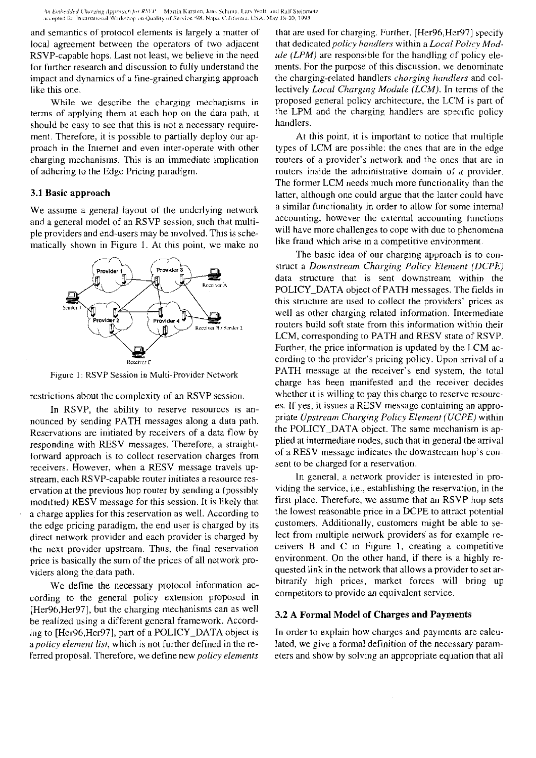and semantics of protocol elements is largely a matter of local agreement between the operators of two adjacent RSVP-capable hops. Last not least, we believe in the need for further research and discussion to fully understand the impact and dynamics of a fine-grained charging approach like this one.

While we describe the charging mechanisms in terms of applying them at each hop on the data path, it should be easy to see that this is not a necessary requirement. Therefore, it is possible to partially deploy our approach in the Internet and even inter-operate with other charging mechanisms. This is an immediate implication of adhering to the Edge Pricing paradigm.

### 3.1 Basic approach

We assume a general layout of the underlying network and a general model of an RSVP session, such that multiple providers and end-users may be involved. This is schematically shown in Figure 1. At this point, we make no restrictions about the complexity of an RSVP session.

Figure 1: RSVP Session in Multi-Provider Network

In RSVP, the ability to reserve resources is announced by sending PATH messages along a data path. Reservations are initiated by receivers of a data flow by responding with RESV messages. Therefore, a straightforward approach is to collect reservation charges from receivers. However, when a RESV message travels upstream, each RSVP-capable router initiates a resource reservation at the previous hop router by sending a (possibly modified) RESV message for this session. It is likely that a charge applies for this reservation as well. According to the edge pricing paradigm, the end user is charged by its direct network provider and each provider is charged by the next provider upstream. Thus, the final reservation price is basically the sum of the prices of all network providers along the data path.

We define the necessary protocol information according to the general policy extension proposed in [Her96,Her97], but the charging mechanisms can as well be realized using a different general framework. According to [Her96,Her97], part of a POLICY_DATA object is a *policy element list*, which is not further defined in the referred proposal. Therefore, we define new *policy elements* that are used for charging. Further, [Her96,Her97] specify that dedicated *policy handlers* within a *Local Policy Module (LPM)* are responsible for the handling of policy elements. For the purpose of this discussion, we denominate the charging-related handlers *charging handlers* and collectively *Local Charging Module (LCM)*. In terms of the proposed general policy architecture, the LCM is part of the LPM and the charging handlers are specific policy handlers.

At this point, it is important to notice that multiple types of LCM are possible: the ones that are in the edge routers of a provider's network and the ones that are in routers inside the administrative domain of a provider. The former LCM needs much more functionality than the latter, although one could argue that the latter could have a similar functionality in order to allow for some internal accounting, however the external accounting functions will have more challenges to cope with due to phenomena like fraud which arise in a competitive environment.

The basic idea of our charging approach is to construct a *Downstream Charging Policy Element (DCPE)* data structure that is sent downstream within the POLICY_DATA object of PATH messages. The fields in this structure are used to collect the providers' prices as well as other charging related information. Intermediate routers build soft state from this information within their LCM, corresponding to PATH and RESV state of RSVP. Further, the price information is updated by the LCM according to the provider's pricing policy. Upon arrival of a PATH message at the receiver's end system, the total charge has been manifested and the receiver decides whether it is willing to pay this charge to reserve resources. If yes, it issues a RESV message containing an appropriate *Upstream Charging Policy Element (UCPE)* within the POLICY_DATA object. The same mechanism is applied at intermediate nodes, such that in general the arrival of a RESV message indicates the downstream hop's consent to be charged for a reservation.

In general, a network provider is interested in providing the service, i.e., establishing the reservation, in the first place. Therefore, we assume that an RSVP hop sets the lowest reasonable price in a DCPE to attract potential customers. Additionally, customers might be able to select from multiple network providers as for example receivers B and C in Figure 1, creating a competitive environment. On the other hand, if there is a highly requested link in the network that allows a provider to set arbitrarily high prices, market forces will bring up competitors to provide an equivalent service.

### 3.2 A Formal Model of Charges and Payments

In order to explain how charges and payments are calculated, we give a formal definition of the necessary parameters and show by solving an appropriate equation that all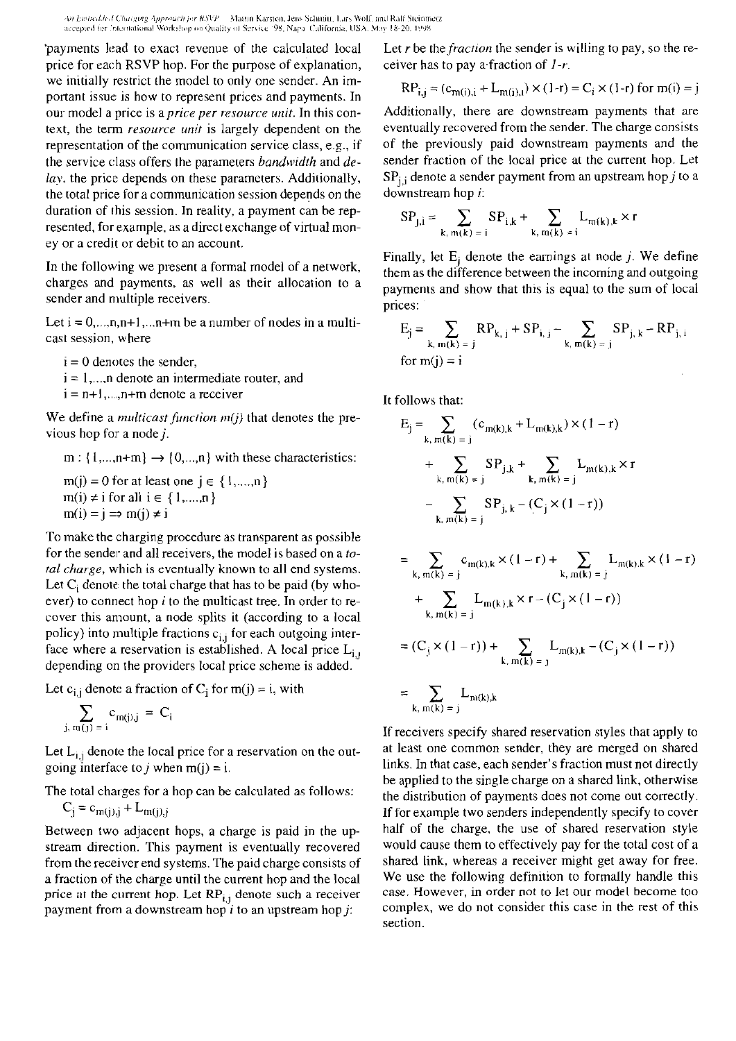payments lead to exact revenue of the calculated local price for each RSVP hop. For the purpose of explanation, we initially restrict the model to only one sender. An important issue is how to represent prices and payments. In our model a price is a *price per resource unit*. In this context, the term *resource unit* is largely dependent on the representation of the communication service class, e.g., if the service class offers the parameters *bandwidth* and *delay*, the price depends on these parameters. Additionally, the total price for a communication session depends on the duration of this session. In reality, a payment can be represented, for example, as a direct exchange of virtual money or a credit or debit to an account.

In the following we present a formal model of a network, charges and payments, as well as their allocation to a sender and multiple receivers.

Let i = 0,...,n,n+1,...n+m be a number of nodes in a multicast session, where

- i = 0 denotes the sender,
- i = 1,...,n denote an intermediate router, and
- i = n+1,...,n+m denote a receiver

We define a *multicast function m(j)* that denotes the previous hop for a node *j*.

$m : \{1,...,n+m\} \rightarrow \{0,...,n\}$ with these characteristics:

$m(j) = 0$ for at least one $j \in \{1,....,n\}$

$m(i) \neq i$ for all $i \in \{1,....,n\}$

$m(i) = j \Rightarrow m(j) \neq i$

To make the charging procedure as transparent as possible for the sender and all receivers, the model is based on a *total charge*, which is eventually known to all end systems. Let $C_i$ denote the total charge that has to be paid (by whoever) to connect hop *i* to the multicast tree. In order to recover this amount, a node splits it (according to a local policy) into multiple fractions $c_{i,j}$ for each outgoing interface where a reservation is established. A local price $L_{i,j}$ depending on the providers local price scheme is added.

Let $c_{i,j}$ denote a fraction of $C_i$ for $m(j) = i$, with

$$\sum_{j,\, m(j) = i} c_{m(j),j} = C_i$$

Let $L_{i,j}$ denote the local price for a reservation on the outgoing interface to *j* when $m(j) = i$.

The total charges for a hop can be calculated as follows:

$$C_j = c_{m(j),j} + L_{m(j),j}$$

Between two adjacent hops, a charge is paid in the upstream direction. This payment is eventually recovered from the receiver end systems. The paid charge consists of a fraction of the charge until the current hop and the local price at the current hop. Let $RP_{i,j}$ denote such a receiver payment from a downstream hop *i* to an upstream hop *j*:

Let *r* be the *fraction* the sender is willing to pay, so the receiver has to pay a fraction of *1-r*.

$$RP_{i,j} = (c_{m(i),i} + L_{m(i),i}) \times (1-r) = C_i \times (1-r) \text{ for } m(i) = j$$

Additionally, there are downstream payments that are eventually recovered from the sender. The charge consists of the previously paid downstream payments and the sender fraction of the local price at the current hop. Let $SP_{j,i}$ denote a sender payment from an upstream hop *j* to a downstream hop *i*:

$$SP_{j,i} = \sum_{k,\, m(k) = i} SP_{i,k} + \sum_{k,\, m(k) = i} L_{m(k),k} \times r$$

Finally, let $E_j$ denote the earnings at node *j*. We define them as the difference between the incoming and outgoing payments and show that this is equal to the sum of local prices:

$$E_j = \sum_{k,\, m(k) = j} RP_{k,j} + SP_{i,j} - \sum_{k,\, m(k) = j} SP_{j,k} - RP_{j,i}$$

for $m(j) = i$

It follows that:

$$E_j = \sum_{k,\, m(k) = j} (c_{m(k),k} + L_{m(k),k}) \times (1 - r)$$
$$+ \sum_{k,\, m(k) = j} SP_{j,k} + \sum_{k,\, m(k) = j} L_{m(k),k} \times r$$
$$- \sum_{k,\, m(k) = j} SP_{j,k} - (C_j \times (1 - r))$$

$$= \sum_{k,\, m(k) = j} c_{m(k),k} \times (1 - r) + \sum_{k,\, m(k) = j} L_{m(k),k} \times (1 - r)$$
$$+ \sum_{k,\, m(k) = j} L_{m(k),k} \times r - (C_j \times (1 - r))$$

$$= (C_j \times (1 - r)) + \sum_{k,\, m(k) = j} L_{m(k),k} - (C_j \times (1 - r))$$

$$= \sum_{k,\, m(k) = j} L_{m(k),k}$$

If receivers specify shared reservation styles that apply to at least one common sender, they are merged on shared links. In that case, each sender's fraction must not directly be applied to the single charge on a shared link, otherwise the distribution of payments does not come out correctly. If for example two senders independently specify to cover half of the charge, the use of shared reservation style would cause them to effectively pay for the total cost of a shared link, whereas a receiver might get away for free. We use the following definition to formally handle this case. However, in order not to let our model become too complex, we do not consider this case in the rest of this section.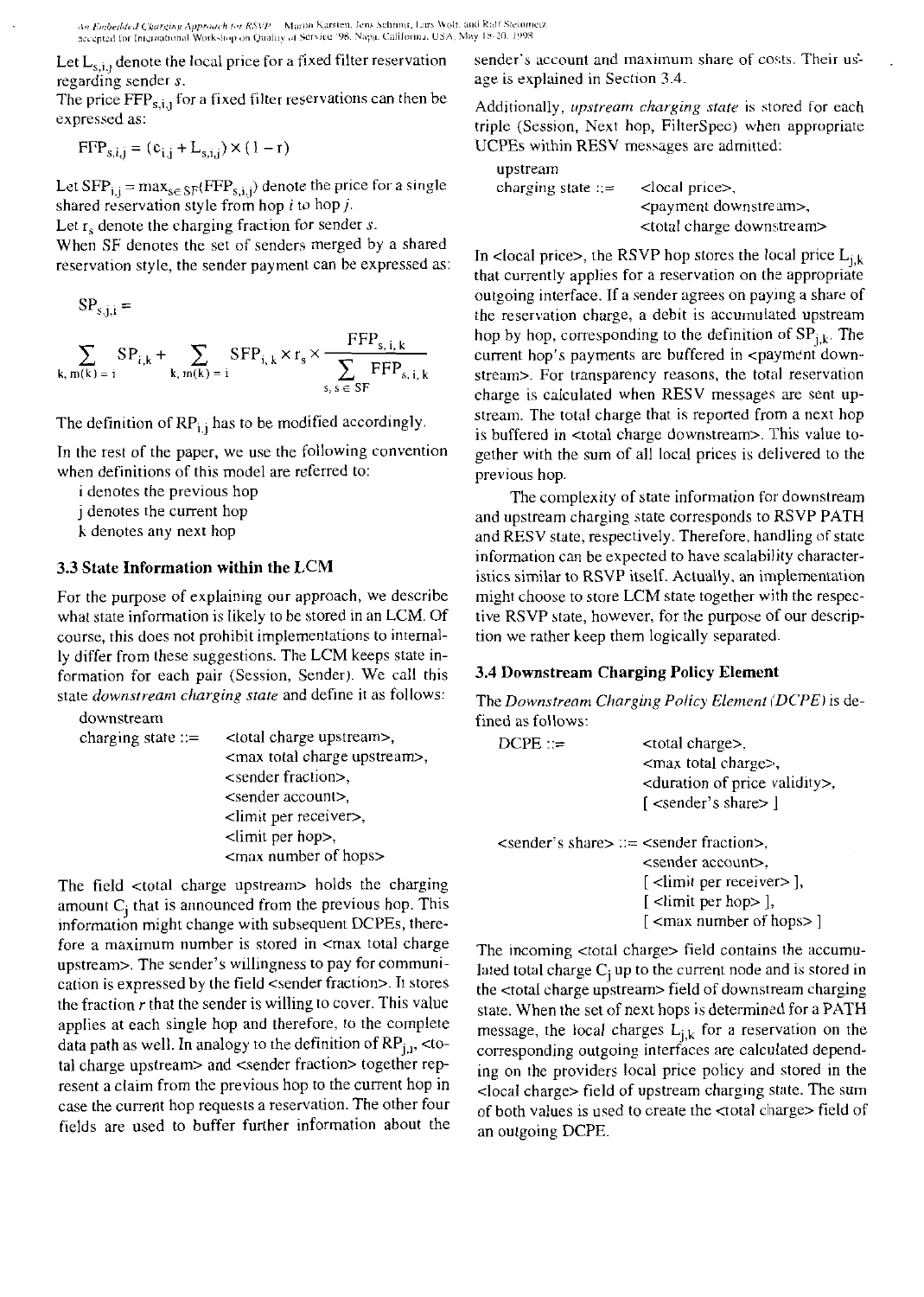Let $L_{s,i,j}$ denote the local price for a fixed filter reservation regarding sender $s$.

The price $FFP_{s,i,j}$ for a fixed filter reservations can then be expressed as:

$$FFP_{s,i,j} = (c_{i,j} + L_{s,i,j}) \times (1 - r)$$

Let $SFP_{i,j} = \max_{s \in SF}(FFP_{s,i,j})$ denote the price for a single shared reservation style from hop $i$ to hop $j$.

Let $r_s$ denote the charging fraction for sender $s$.

When SF denotes the set of senders merged by a shared reservation style, the sender payment can be expressed as:

$$SP_{s,j,i} = \sum_{k,\, m(k) = i} SP_{i,k} + \sum_{k,\, m(k) = i} SFP_{i,k} \times r_s \times \frac{FFP_{s,i,k}}{\sum_{s,\, s \in SF} FFP_{s,i,k}}$$

The definition of $RP_{i,j}$ has to be modified accordingly.

In the rest of the paper, we use the following convention when definitions of this model are referred to:

i denotes the previous hop
j denotes the current hop
k denotes any next hop

### 3.3 State Information within the LCM

For the purpose of explaining our approach, we describe what state information is likely to be stored in an LCM. Of course, this does not prohibit implementations to internally differ from these suggestions. The LCM keeps state information for each pair (Session, Sender). We call this state *downstream charging state* and define it as follows:

```
downstream
charging state ::=    <total charge upstream>,
                      <max total charge upstream>,
                      <sender fraction>,
                      <sender account>,
                      <limit per receiver>,
                      <limit per hop>,
                      <max number of hops>
```

The field <total charge upstream> holds the charging amount $C_j$ that is announced from the previous hop. This information might change with subsequent DCPEs, therefore a maximum number is stored in <max total charge upstream>. The sender's willingness to pay for communication is expressed by the field <sender fraction>. It stores the fraction $r$ that the sender is willing to cover. This value applies at each single hop and therefore, to the complete data path as well. In analogy to the definition of $RP_{j,i}$, <total charge upstream> and <sender fraction> together represent a claim from the previous hop to the current hop in case the current hop requests a reservation. The other four fields are used to buffer further information about the sender's account and maximum share of costs. Their usage is explained in Section 3.4.

Additionally, *upstream charging state* is stored for each triple (Session, Next hop, FilterSpec) when appropriate UCPEs within RESV messages are admitted:

```
upstream
charging state ::=    <local price>,
                      <payment downstream>,
                      <total charge downstream>
```

In <local price>, the RSVP hop stores the local price $L_{j,k}$ that currently applies for a reservation on the appropriate outgoing interface. If a sender agrees on paying a share of the reservation charge, a debit is accumulated upstream hop by hop, corresponding to the definition of $SP_{j,k}$. The current hop's payments are buffered in <payment downstream>. For transparency reasons, the total reservation charge is calculated when RESV messages are sent upstream. The total charge that is reported from a next hop is buffered in <total charge downstream>. This value together with the sum of all local prices is delivered to the previous hop.

The complexity of state information for downstream and upstream charging state corresponds to RSVP PATH and RESV state, respectively. Therefore, handling of state information can be expected to have scalability characteristics similar to RSVP itself. Actually, an implementation might choose to store LCM state together with the respective RSVP state, however, for the purpose of our description we rather keep them logically separated.

### 3.4 Downstream Charging Policy Element

The *Downstream Charging Policy Element* (*DCPE*) is defined as follows:

```
DCPE ::=              <total charge>,
                      <max total charge>,
                      <duration of price validity>,
                      [ <sender's share> ]

<sender's share> ::=  <sender fraction>,
                      <sender account>,
                      [ <limit per receiver> ],
                      [ <limit per hop> ],
                      [ <max number of hops> ]
```

The incoming <total charge> field contains the accumulated total charge $C_j$ up to the current node and is stored in the <total charge upstream> field of downstream charging state. When the set of next hops is determined for a PATH message, the local charges $L_{j,k}$ for a reservation on the corresponding outgoing interfaces are calculated depending on the providers local price policy and stored in the <local charge> field of upstream charging state. The sum of both values is used to create the <total charge> field of an outgoing DCPE.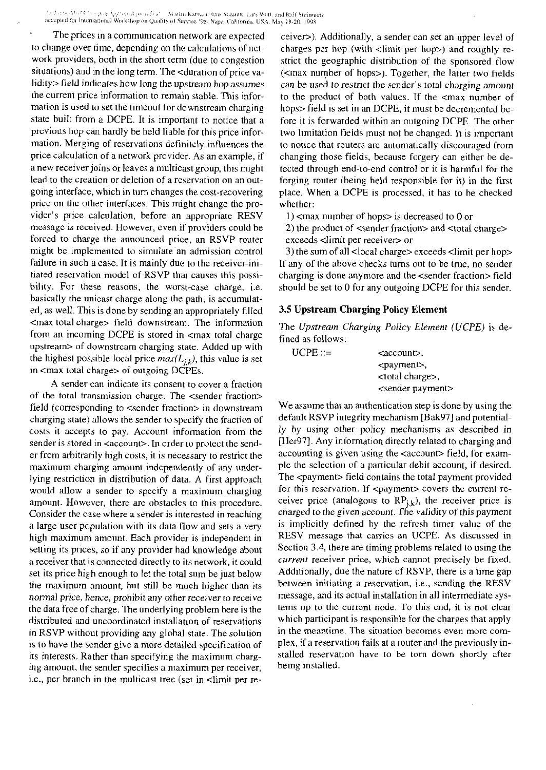The prices in a communication network are expected to change over time, depending on the calculations of network providers, both in the short term (due to congestion situations) and in the long term. The <duration of price validity> field indicates how long the upstream hop assumes the current price information to remain stable. This information is used to set the timeout for downstream charging state built from a DCPE. It is important to notice that a previous hop can hardly be held liable for this price information. Merging of reservations definitely influences the price calculation of a network provider. As an example, if a new receiver joins or leaves a multicast group, this might lead to the creation or deletion of a reservation on an outgoing interface, which in turn changes the cost-recovering price on the other interfaces. This might change the provider's price calculation, before an appropriate RESV message is received. However, even if providers could be forced to charge the announced price, an RSVP router might be implemented to simulate an admission control failure in such a case. It is mainly due to the receiver-initiated reservation model of RSVP that causes this possibility. For these reasons, the worst-case charge, i.e. basically the unicast charge along the path, is accumulated, as well. This is done by sending an appropriately filled <max total charge> field downstream. The information from an incoming DCPE is stored in <max total charge upstream> of downstream charging state. Added up with the highest possible local price $max(L_{j,k})$, this value is set in <max total charge> of outgoing DCPEs.

A sender can indicate its consent to cover a fraction of the total transmission charge. The <sender fraction> field (corresponding to <sender fraction> in downstream charging state) allows the sender to specify the fraction of costs it accepts to pay. Account information from the sender is stored in <account>. In order to protect the sender from arbitrarily high costs, it is necessary to restrict the maximum charging amount independently of any underlying restriction in distribution of data. A first approach would allow a sender to specify a maximum charging amount. However, there are obstacles to this procedure. Consider the case where a sender is interested in reaching a large user population with its data flow and sets a very high maximum amount. Each provider is independent in setting its prices, so if any provider had knowledge about a receiver that is connected directly to its network, it could set its price high enough to let the total sum be just below the maximum amount, but still be much higher than its normal price, hence, prohibit any other receiver to receive the data free of charge. The underlying problem here is the distributed and uncoordinated installation of reservations in RSVP without providing any global state. The solution is to have the sender give a more detailed specification of its interests. Rather than specifying the maximum charging amount, the sender specifies a maximum per receiver, i.e., per branch in the multicast tree (set in <limit per receiver>). Additionally, a sender can set an upper level of charges per hop (with <limit per hop>) and roughly restrict the geographic distribution of the sponsored flow (<max number of hops>). Together, the latter two fields can be used to restrict the sender's total charging amount to the product of both values. If the <max number of hops> field is set in an DCPE, it must be decremented before it is forwarded within an outgoing DCPE. The other two limitation fields must not be changed. It is important to notice that routers are automatically discouraged from changing those fields, because forgery can either be detected through end-to-end control or it is harmful for the forging router (being held responsible for it) in the first place. When a DCPE is processed, it has to be checked whether:

1) <max number of hops> is decreased to 0 or

2) the product of <sender fraction> and <total charge> exceeds <limit per receiver> or

3) the sum of all <local charge> exceeds <limit per hop>

If any of the above checks turns out to be true, no sender charging is done anymore and the <sender fraction> field should be set to 0 for any outgoing DCPE for this sender.

### 3.5 Upstream Charging Policy Element

The *Upstream Charging Policy Element (UCPE)* is defined as follows:

```
UCPE ::=        <account>,
                <payment>,
                <total charge>,
                <sender payment>
```

We assume that an authentication step is done by using the default RSVP integrity mechanism [Bak97] and potentially by using other policy mechanisms as described in [Her97]. Any information directly related to charging and accounting is given using the <account> field, for example the selection of a particular debit account, if desired. The <payment> field contains the total payment provided for this reservation. If <payment> covers the current receiver price (analogous to $RP_{j,k}$), the receiver price is charged to the given account. The validity of this payment is implicitly defined by the refresh timer value of the RESV message that carries an UCPE. As discussed in Section 3.4, there are timing problems related to using the *current* receiver price, which cannot precisely be fixed. Additionally, due the nature of RSVP, there is a time gap between initiating a reservation, i.e., sending the RESV message, and its actual installation in all intermediate systems up to the current node. To this end, it is not clear which participant is responsible for the charges that apply in the meantime. The situation becomes even more complex, if a reservation fails at a router and the previously installed reservation have to be torn down shortly after being installed.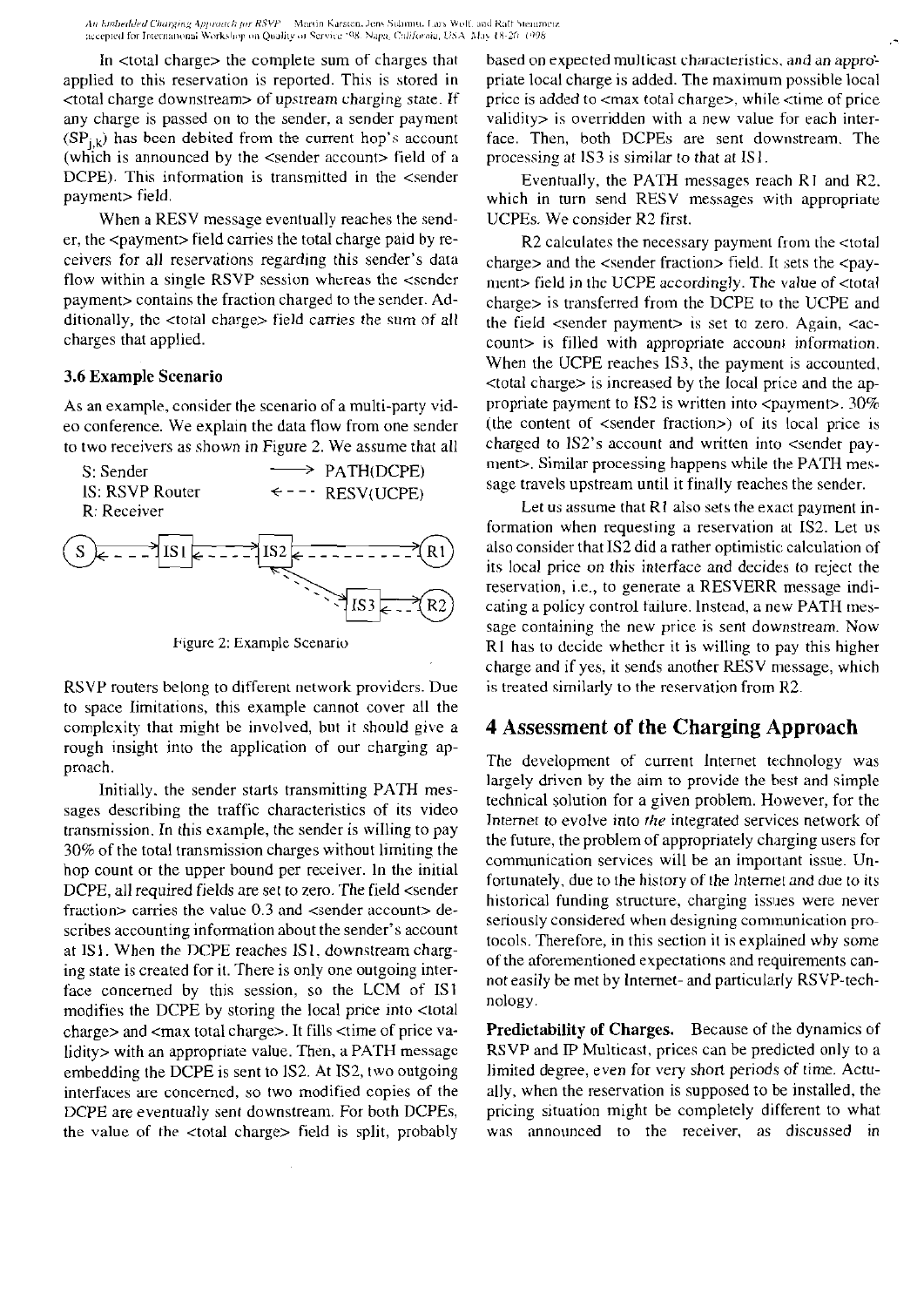In <total charge> the complete sum of charges that applied to this reservation is reported. This is stored in <total charge downstream> of upstream charging state. If any charge is passed on to the sender, a sender payment ($SP_{j,k}$) has been debited from the current hop's account (which is announced by the <sender account> field of a DCPE). This information is transmitted in the <sender payment> field.

When a RESV message eventually reaches the sender, the <payment> field carries the total charge paid by receivers for all reservations regarding this sender's data flow within a single RSVP session whereas the <sender payment> contains the fraction charged to the sender. Additionally, the <total charge> field carries the sum of all charges that applied.

### 3.6 Example Scenario

As an example, consider the scenario of a multi-party video conference. We explain the data flow from one sender to two receivers as shown in Figure 2. We assume that all

S: Sender
IS: RSVP Router
R: Receiver

⟶ PATH(DCPE)
⟵ - - - RESV(UCPE)

Figure 2: Example Scenario

RSVP routers belong to different network providers. Due to space limitations, this example cannot cover all the complexity that might be involved, but it should give a rough insight into the application of our charging approach.

Initially, the sender starts transmitting PATH messages describing the traffic characteristics of its video transmission. In this example, the sender is willing to pay 30% of the total transmission charges without limiting the hop count or the upper bound per receiver. In the initial DCPE, all required fields are set to zero. The field <sender fraction> carries the value 0.3 and <sender account> describes accounting information about the sender's account at IS1. When the DCPE reaches IS1, downstream charging state is created for it. There is only one outgoing interface concerned by this session, so the LCM of IS1 modifies the DCPE by storing the local price into <total charge> and <max total charge>. It fills <time of price validity> with an appropriate value. Then, a PATH message embedding the DCPE is sent to IS2. At IS2, two outgoing interfaces are concerned, so two modified copies of the DCPE are eventually sent downstream. For both DCPEs, the value of the <total charge> field is split, probably based on expected multicast characteristics, and an appropriate local charge is added. The maximum possible local price is added to <max total charge>, while <time of price validity> is overridden with a new value for each interface. Then, both DCPEs are sent downstream. The processing at IS3 is similar to that at IS1.

Eventually, the PATH messages reach R1 and R2, which in turn send RESV messages with appropriate UCPEs. We consider R2 first.

R2 calculates the necessary payment from the <total charge> and the <sender fraction> field. It sets the <payment> field in the UCPE accordingly. The value of <total charge> is transferred from the DCPE to the UCPE and the field <sender payment> is set to zero. Again, <account> is filled with appropriate account information. When the UCPE reaches IS3, the payment is accounted, <total charge> is increased by the local price and the appropriate payment to IS2 is written into <payment>. 30% (the content of <sender fraction>) of its local price is charged to IS2's account and written into <sender payment>. Similar processing happens while the PATH message travels upstream until it finally reaches the sender.

Let us assume that R1 also sets the exact payment information when requesting a reservation at IS2. Let us also consider that IS2 did a rather optimistic calculation of its local price on this interface and decides to reject the reservation, i.e., to generate a RESVERR message indicating a policy control failure. Instead, a new PATH message containing the new price is sent downstream. Now R1 has to decide whether it is willing to pay this higher charge and if yes, it sends another RESV message, which is treated similarly to the reservation from R2.

# 4 Assessment of the Charging Approach

The development of current Internet technology was largely driven by the aim to provide the best and simple technical solution for a given problem. However, for the Internet to evolve into *the* integrated services network of the future, the problem of appropriately charging users for communication services will be an important issue. Unfortunately, due to the history of the Internet and due to its historical funding structure, charging issues were never seriously considered when designing communication protocols. Therefore, in this section it is explained why some of the aforementioned expectations and requirements cannot easily be met by Internet- and particularly RSVP-technology.

**Predictability of Charges.** Because of the dynamics of RSVP and IP Multicast, prices can be predicted only to a limited degree, even for very short periods of time. Actually, when the reservation is supposed to be installed, the pricing situation might be completely different to what was announced to the receiver, as discussed in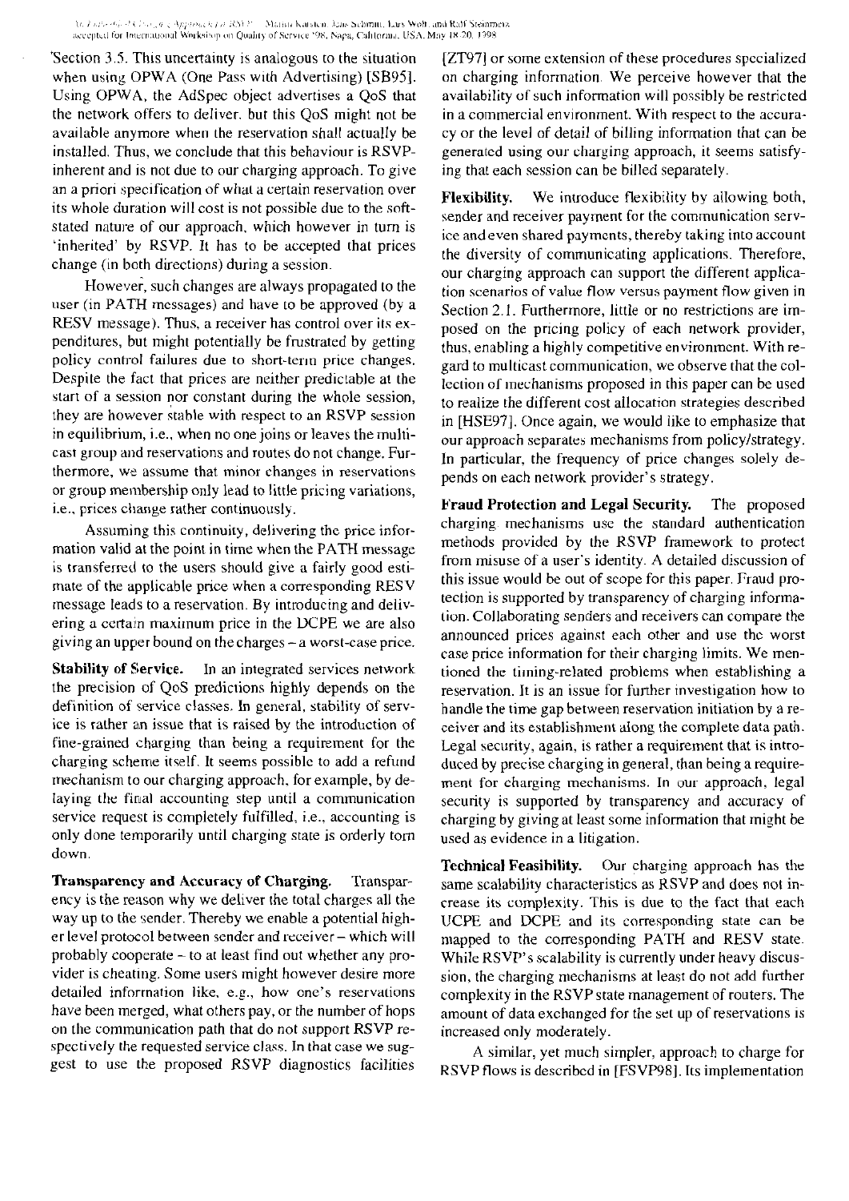Section 3.5. This uncertainty is analogous to the situation when using OPWA (One Pass with Advertising) [SB95]. Using OPWA, the AdSpec object advertises a QoS that the network offers to deliver, but this QoS might not be available anymore when the reservation shall actually be installed. Thus, we conclude that this behaviour is RSVP-inherent and is not due to our charging approach. To give an a priori specification of what a certain reservation over its whole duration will cost is not possible due to the soft-stated nature of our approach, which however in turn is 'inherited' by RSVP. It has to be accepted that prices change (in both directions) during a session.

However, such changes are always propagated to the user (in PATH messages) and have to be approved (by a RESV message). Thus, a receiver has control over its expenditures, but might potentially be frustrated by getting policy control failures due to short-term price changes. Despite the fact that prices are neither predictable at the start of a session nor constant during the whole session, they are however stable with respect to an RSVP session in equilibrium, i.e., when no one joins or leaves the multicast group and reservations and routes do not change. Furthermore, we assume that minor changes in reservations or group membership only lead to little pricing variations, i.e., prices change rather continuously.

Assuming this continuity, delivering the price information valid at the point in time when the PATH message is transferred to the users should give a fairly good estimate of the applicable price when a corresponding RESV message leads to a reservation. By introducing and delivering a certain maximum price in the DCPE we are also giving an upper bound on the charges – a worst-case price.

**Stability of Service.** In an integrated services network the precision of QoS predictions highly depends on the definition of service classes. In general, stability of service is rather an issue that is raised by the introduction of fine-grained charging than being a requirement for the charging scheme itself. It seems possible to add a refund mechanism to our charging approach, for example, by delaying the final accounting step until a communication service request is completely fulfilled, i.e., accounting is only done temporarily until charging state is orderly torn down.

**Transparency and Accuracy of Charging.** Transparency is the reason why we deliver the total charges all the way up to the sender. Thereby we enable a potential higher level protocol between sender and receiver – which will probably cooperate – to at least find out whether any provider is cheating. Some users might however desire more detailed information like, e.g., how one's reservations have been merged, what others pay, or the number of hops on the communication path that do not support RSVP respectively the requested service class. In that case we suggest to use the proposed RSVP diagnostics facilities [ZT97] or some extension of these procedures specialized on charging information. We perceive however that the availability of such information will possibly be restricted in a commercial environment. With respect to the accuracy or the level of detail of billing information that can be generated using our charging approach, it seems satisfying that each session can be billed separately.

**Flexibility.** We introduce flexibility by allowing both, sender and receiver payment for the communication service and even shared payments, thereby taking into account the diversity of communicating applications. Therefore, our charging approach can support the different application scenarios of value flow versus payment flow given in Section 2.1. Furthermore, little or no restrictions are imposed on the pricing policy of each network provider, thus, enabling a highly competitive environment. With regard to multicast communication, we observe that the collection of mechanisms proposed in this paper can be used to realize the different cost allocation strategies described in [HSE97]. Once again, we would like to emphasize that our approach separates mechanisms from policy/strategy. In particular, the frequency of price changes solely depends on each network provider's strategy.

**Fraud Protection and Legal Security.** The proposed charging mechanisms use the standard authentication methods provided by the RSVP framework to protect from misuse of a user's identity. A detailed discussion of this issue would be out of scope for this paper. Fraud protection is supported by transparency of charging information. Collaborating senders and receivers can compare the announced prices against each other and use the worst case price information for their charging limits. We mentioned the timing-related problems when establishing a reservation. It is an issue for further investigation how to handle the time gap between reservation initiation by a receiver and its establishment along the complete data path. Legal security, again, is rather a requirement that is introduced by precise charging in general, than being a requirement for charging mechanisms. In our approach, legal security is supported by transparency and accuracy of charging by giving at least some information that might be used as evidence in a litigation.

**Technical Feasibility.** Our charging approach has the same scalability characteristics as RSVP and does not increase its complexity. This is due to the fact that each UCPE and DCPE and its corresponding state can be mapped to the corresponding PATH and RESV state. While RSVP's scalability is currently under heavy discussion, the charging mechanisms at least do not add further complexity in the RSVP state management of routers. The amount of data exchanged for the set up of reservations is increased only moderately.

A similar, yet much simpler, approach to charge for RSVP flows is described in [FSVP98]. Its implementation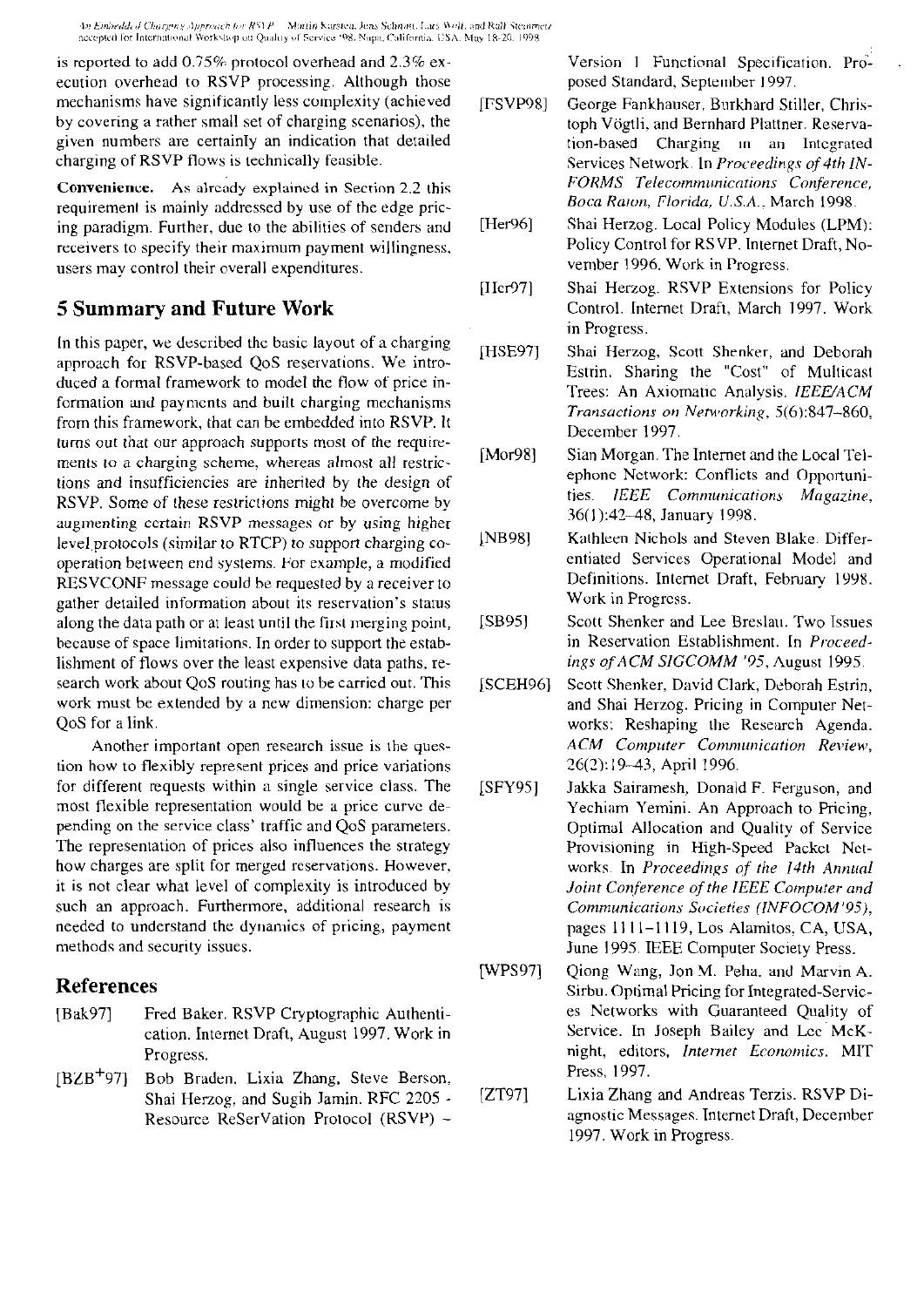is reported to add 0.75% protocol overhead and 2.3% execution overhead to RSVP processing. Although those mechanisms have significantly less complexity (achieved by covering a rather small set of charging scenarios), the given numbers are certainly an indication that detailed charging of RSVP flows is technically feasible.

**Convenience.** As already explained in Section 2.2 this requirement is mainly addressed by use of the edge pricing paradigm. Further, due to the abilities of senders and receivers to specify their maximum payment willingness, users may control their overall expenditures.

## 5 Summary and Future Work

In this paper, we described the basic layout of a charging approach for RSVP-based QoS reservations. We introduced a formal framework to model the flow of price information and payments and built charging mechanisms from this framework, that can be embedded into RSVP. It turns out that our approach supports most of the requirements to a charging scheme, whereas almost all restrictions and insufficiencies are inherited by the design of RSVP. Some of these restrictions might be overcome by augmenting certain RSVP messages or by using higher level protocols (similar to RTCP) to support charging cooperation between end systems. For example, a modified RESVCONF message could be requested by a receiver to gather detailed information about its reservation's status along the data path or at least until the first merging point, because of space limitations. In order to support the establishment of flows over the least expensive data paths, research work about QoS routing has to be carried out. This work must be extended by a new dimension: charge per QoS for a link.

Another important open research issue is the question how to flexibly represent prices and price variations for different requests within a single service class. The most flexible representation would be a price curve depending on the service class' traffic and QoS parameters. The representation of prices also influences the strategy how charges are split for merged reservations. However, it is not clear what level of complexity is introduced by such an approach. Furthermore, additional research is needed to understand the dynamics of pricing, payment methods and security issues.

## References

[Bak97] Fred Baker. RSVP Cryptographic Authentication. Internet Draft, August 1997. Work in Progress.

[BZB+97] Bob Braden, Lixia Zhang, Steve Berson, Shai Herzog, and Sugih Jamin. RFC 2205 - Resource ReSerVation Protocol (RSVP) – Version 1 Functional Specification. Proposed Standard, September 1997.

[FSVP98] George Fankhauser, Burkhard Stiller, Christoph Vögtli, and Bernhard Plattner. Reservation-based Charging in an Integrated Services Network. In *Proceedings of 4th INFORMS Telecommunications Conference, Boca Raton, Florida, U.S.A.*, March 1998.

[Her96] Shai Herzog. Local Policy Modules (LPM): Policy Control for RSVP. Internet Draft, November 1996. Work in Progress.

[Her97] Shai Herzog. RSVP Extensions for Policy Control. Internet Draft, March 1997. Work in Progress.

[HSE97] Shai Herzog, Scott Shenker, and Deborah Estrin. Sharing the "Cost" of Multicast Trees: An Axiomatic Analysis. *IEEE/ACM Transactions on Networking*, 5(6):847–860, December 1997.

[Mor98] Sian Morgan. The Internet and the Local Telephone Network: Conflicts and Opportunities. *IEEE Communications Magazine*, 36(1):42–48, January 1998.

[NB98] Kathleen Nichols and Steven Blake. Differentiated Services Operational Model and Definitions. Internet Draft, February 1998. Work in Progress.

[SB95] Scott Shenker and Lee Breslau. Two Issues in Reservation Establishment. In *Proceedings of ACM SIGCOMM '95*, August 1995.

[SCEH96] Scott Shenker, David Clark, Deborah Estrin, and Shai Herzog. Pricing in Computer Networks: Reshaping the Research Agenda. *ACM Computer Communication Review*, 26(2):19–43, April 1996.

[SFY95] Jakka Sairamesh, Donald F. Ferguson, and Yechiam Yemini. An Approach to Pricing, Optimal Allocation and Quality of Service Provisioning in High-Speed Packet Networks. In *Proceedings of the 14th Annual Joint Conference of the IEEE Computer and Communications Societies (INFOCOM'95)*, pages 1111–1119, Los Alamitos, CA, USA, June 1995. IEEE Computer Society Press.

[WPS97] Qiong Wang, Jon M. Peha, and Marvin A. Sirbu. Optimal Pricing for Integrated-Services Networks with Guaranteed Quality of Service. In Joseph Bailey and Lee McKnight, editors, *Internet Economics*. MIT Press, 1997.

[ZT97] Lixia Zhang and Andreas Terzis. RSVP Diagnostic Messages. Internet Draft, December 1997. Work in Progress.